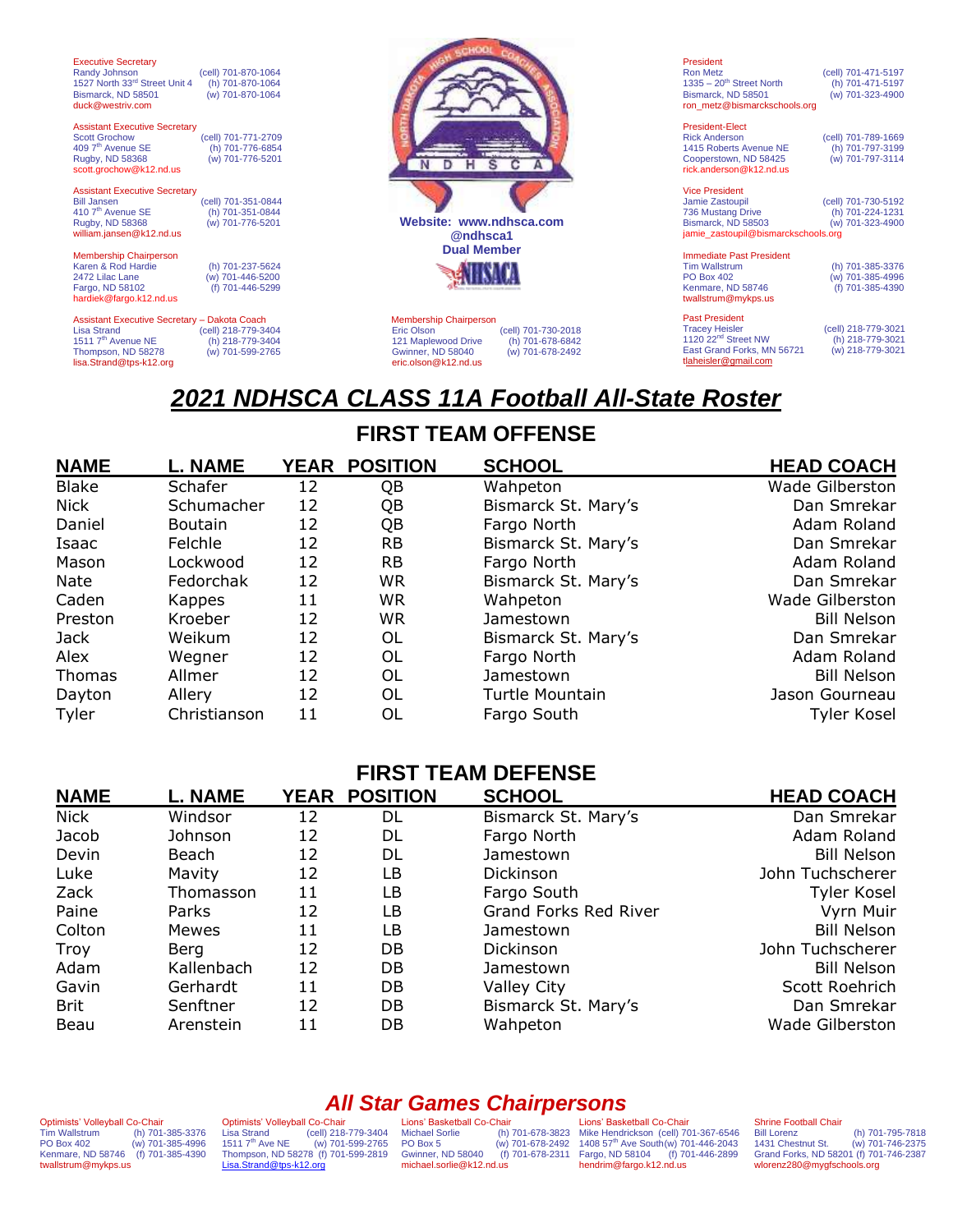Executive Secretary
Randy Johnson (cell) 701-870-1064
1527 North 33rd Street Unit 4 (h) 701-870-1064
Bismarck, ND 58501 (w) 701-870-1064
duck@westriv.com

Assistant Executive Secretary
Scott Grochow (cell) 701-771-2709
409 7th Avenue SE (h) 701-776-6854
Rugby, ND 58368 (w) 701-776-5201
scott.grochow@k12.nd.us

Assistant Executive Secretary
Bill Jansen (cell) 701-351-0844
410 7th Avenue SE (h) 701-351-0844
Rugby, ND 58368 (w) 701-776-5201
william.jansen@k12.nd.us

Membership Chairperson
Karen & Rod Hardie (h) 701-237-5624
2472 Lilac Lane (w) 701-446-5200
Fargo, ND 58102 (f) 701-446-5299
hardiek@fargo.k12.nd.us

Assistant Executive Secretary – Dakota Coach
Lisa Strand (cell) 218-779-3404
1511 7th Avenue NE (h) 218-779-3404
Thompson, ND 58278 (w) 701-599-2765
lisa.Strand@tps-k12.org

Website: www.ndhsca.com
@ndhsca1
Dual Member

Membership Chairperson
Eric Olson (cell) 701-730-2018
121 Maplewood Drive (h) 701-678-6842
Gwinner, ND 58040 (w) 701-678-2492
eric.olson@k12.nd.us

President
Ron Metz (cell) 701-471-5197
1335 – 20th Street North (h) 701-471-5197
Bismarck, ND 58501 (w) 701-323-4900
ron_metz@bismarckschools.org

President-Elect
Rick Anderson (cell) 701-789-1669
1415 Roberts Avenue NE (h) 701-797-3199
Cooperstown, ND 58425 (w) 701-797-3114
rick.anderson@k12.nd.us

Vice President
Jamie Zastoupil (cell) 701-730-5192
736 Mustang Drive (h) 701-224-1231
Bismarck, ND 58503 (w) 701-323-4900
jamie_zastoupil@bismarckschools.org

Immediate Past President
Tim Wallstrum (h) 701-385-3376
PO Box 402 (w) 701-385-4996
Kenmare, ND 58746 (f) 701-385-4390
twallstrum@mykps.us

Past President
Tracey Heisler (cell) 218-779-3021
1120 22nd Street NW (h) 218-779-3021
East Grand Forks, MN 56721 (w) 218-779-3021
tlaheisler@gmail.com

# *2021 NDHSCA CLASS 11A Football All-State Roster*

## FIRST TEAM OFFENSE

| NAME | L. NAME | YEAR | POSITION | SCHOOL | HEAD COACH |
|---|---|---|---|---|---|
| Blake | Schafer | 12 | QB | Wahpeton | Wade Gilberston |
| Nick | Schumacher | 12 | QB | Bismarck St. Mary's | Dan Smrekar |
| Daniel | Boutain | 12 | QB | Fargo North | Adam Roland |
| Isaac | Felchle | 12 | RB | Bismarck St. Mary's | Dan Smrekar |
| Mason | Lockwood | 12 | RB | Fargo North | Adam Roland |
| Nate | Fedorchak | 12 | WR | Bismarck St. Mary's | Dan Smrekar |
| Caden | Kappes | 11 | WR | Wahpeton | Wade Gilberston |
| Preston | Kroeber | 12 | WR | Jamestown | Bill Nelson |
| Jack | Weikum | 12 | OL | Bismarck St. Mary's | Dan Smrekar |
| Alex | Wegner | 12 | OL | Fargo North | Adam Roland |
| Thomas | Allmer | 12 | OL | Jamestown | Bill Nelson |
| Dayton | Allery | 12 | OL | Turtle Mountain | Jason Gourneau |
| Tyler | Christianson | 11 | OL | Fargo South | Tyler Kosel |

## FIRST TEAM DEFENSE

| NAME | L. NAME | YEAR | POSITION | SCHOOL | HEAD COACH |
|---|---|---|---|---|---|
| Nick | Windsor | 12 | DL | Bismarck St. Mary's | Dan Smrekar |
| Jacob | Johnson | 12 | DL | Fargo North | Adam Roland |
| Devin | Beach | 12 | DL | Jamestown | Bill Nelson |
| Luke | Mavity | 12 | LB | Dickinson | John Tuchscherer |
| Zack | Thomasson | 11 | LB | Fargo South | Tyler Kosel |
| Paine | Parks | 12 | LB | Grand Forks Red River | Vyrn Muir |
| Colton | Mewes | 11 | LB | Jamestown | Bill Nelson |
| Troy | Berg | 12 | DB | Dickinson | John Tuchscherer |
| Adam | Kallenbach | 12 | DB | Jamestown | Bill Nelson |
| Gavin | Gerhardt | 11 | DB | Valley City | Scott Roehrich |
| Brit | Senftner | 12 | DB | Bismarck St. Mary's | Dan Smrekar |
| Beau | Arenstein | 11 | DB | Wahpeton | Wade Gilberston |

## *All Star Games Chairpersons*

Optimists' Volleyball Co-Chair
Tim Wallstrum (h) 701-385-3376
PO Box 402 (w) 701-385-4996
Kenmare, ND 58746 (f) 701-385-4390
twallstrum@mykps.us

Optimists' Volleyball Co-Chair
Lisa Strand (cell) 218-779-3404
1511 7th Ave NE (w) 701-599-2765
Thompson, ND 58278 (f) 701-599-2819
Lisa.Strand@tps-k12.org

Lions' Basketball Co-Chair
Michael Sorlie (h) 701-678-3823
PO Box 5 (w) 701-678-2492
Gwinner, ND 58040 (f) 701-678-2311
michael.sorlie@k12.nd.us

Lions' Basketball Co-Chair
Mike Hendrickson (cell) 701-367-6546
1408 57th Ave South (w) 701-446-2043
Fargo, ND 58104 (f) 701-446-2899
hendrim@fargo.k12.nd.us

Shrine Football Chair
Bill Lorenz (h) 701-795-7818
1431 Chestnut St. (w) 701-746-2375
Grand Forks, ND 58201 (f) 701-746-2387
wlorenz280@mygfschools.org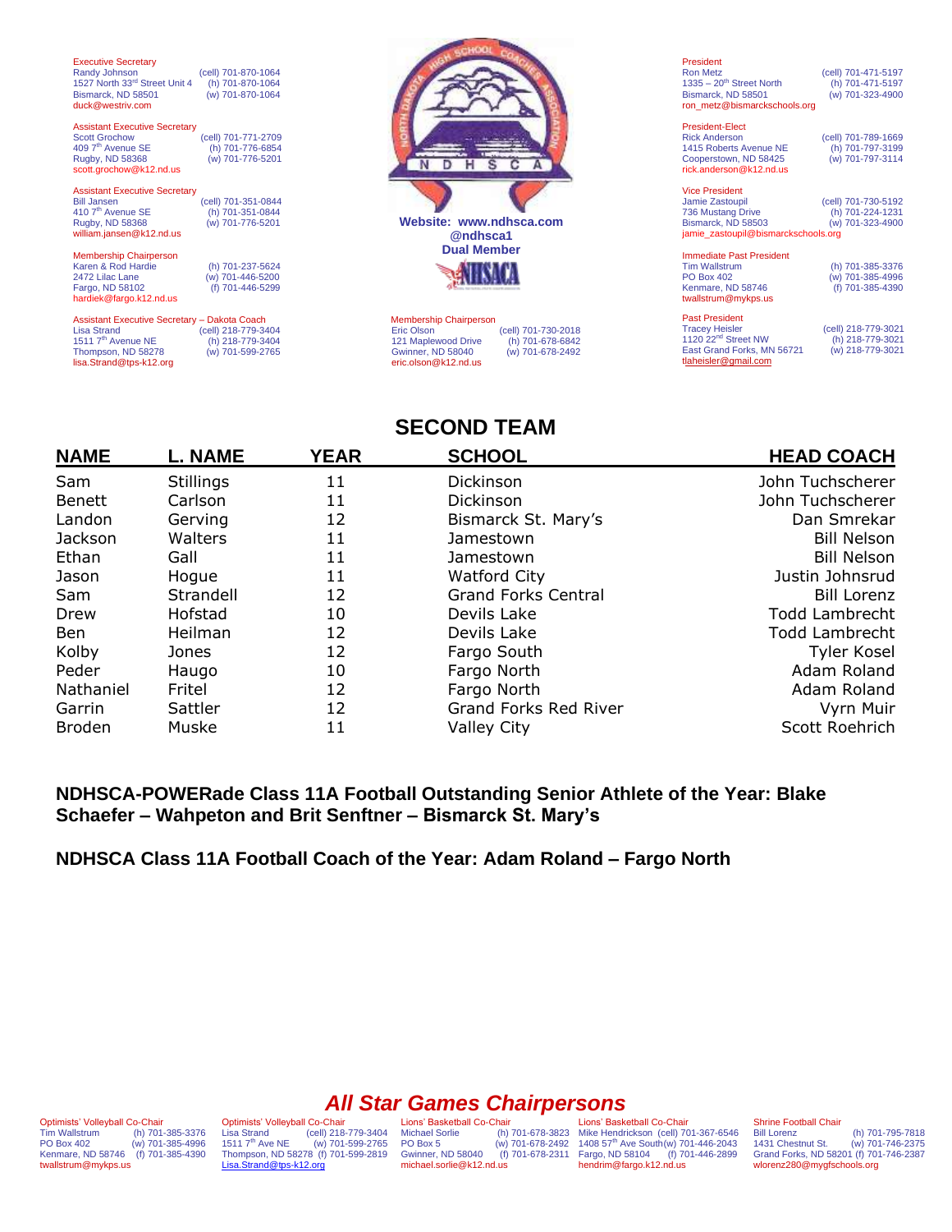Executive Secretary
Randy Johnson (cell) 701-870-1064
1527 North 33rd Street Unit 4 (h) 701-870-1064
Bismarck, ND 58501 (w) 701-870-1064
duck@westriv.com

Assistant Executive Secretary
Scott Grochow (cell) 701-771-2709
409 7th Avenue SE (h) 701-776-6854
Rugby, ND 58368 (w) 701-776-5201
scott.grochow@k12.nd.us

Assistant Executive Secretary
Bill Jansen (cell) 701-351-0844
410 7th Avenue SE (h) 701-351-0844
Rugby, ND 58368 (w) 701-776-5201
william.jansen@k12.nd.us

Membership Chairperson
Karen & Rod Hardie (h) 701-237-5624
2472 Lilac Lane (w) 701-446-5200
Fargo, ND 58102 (f) 701-446-5299
hardiek@fargo.k12.nd.us

Assistant Executive Secretary – Dakota Coach
Lisa Strand (cell) 218-779-3404
1511 7th Avenue NE (h) 218-779-3404
Thompson, ND 58278 (w) 701-599-2765
lisa.Strand@tps-k12.org

Website: www.ndhsca.com
@ndhsca1
Dual Member

Membership Chairperson
Eric Olson (cell) 701-730-2018
121 Maplewood Drive (h) 701-678-6842
Gwinner, ND 58040 (w) 701-678-2492
eric.olson@k12.nd.us

President
Ron Metz (cell) 701-471-5197
1335 – 20th Street North (h) 701-471-5197
Bismarck, ND 58501 (w) 701-323-4900
ron_metz@bismarckschools.org

President-Elect
Rick Anderson (cell) 701-789-1669
1415 Roberts Avenue NE (h) 701-797-3199
Cooperstown, ND 58425 (w) 701-797-3114
rick.anderson@k12.nd.us

Vice President
Jamie Zastoupil (cell) 701-730-5192
736 Mustang Drive (h) 701-224-1231
Bismarck, ND 58503 (w) 701-323-4900
jamie_zastoupil@bismarckschools.org

Immediate Past President
Tim Wallstrum (h) 701-385-3376
PO Box 402 (w) 701-385-4996
Kenmare, ND 58746 (f) 701-385-4390
twallstrum@mykps.us

Past President
Tracey Heisler (cell) 218-779-3021
1120 22nd Street NW (h) 218-779-3021
East Grand Forks, MN 56721 (w) 218-779-3021
tlaheisler@gmail.com

## SECOND TEAM

| NAME | L. NAME | YEAR | SCHOOL | HEAD COACH |
|---|---|---|---|---|
| Sam | Stillings | 11 | Dickinson | John Tuchscherer |
| Benett | Carlson | 11 | Dickinson | John Tuchscherer |
| Landon | Gerving | 12 | Bismarck St. Mary's | Dan Smrekar |
| Jackson | Walters | 11 | Jamestown | Bill Nelson |
| Ethan | Gall | 11 | Jamestown | Bill Nelson |
| Jason | Hogue | 11 | Watford City | Justin Johnsrud |
| Sam | Strandell | 12 | Grand Forks Central | Bill Lorenz |
| Drew | Hofstad | 10 | Devils Lake | Todd Lambrecht |
| Ben | Heilman | 12 | Devils Lake | Todd Lambrecht |
| Kolby | Jones | 12 | Fargo South | Tyler Kosel |
| Peder | Haugo | 10 | Fargo North | Adam Roland |
| Nathaniel | Fritel | 12 | Fargo North | Adam Roland |
| Garrin | Sattler | 12 | Grand Forks Red River | Vyrn Muir |
| Broden | Muske | 11 | Valley City | Scott Roehrich |

**NDHSCA-POWERade Class 11A Football Outstanding Senior Athlete of the Year: Blake Schaefer – Wahpeton and Brit Senftner – Bismarck St. Mary's**

**NDHSCA Class 11A Football Coach of the Year: Adam Roland – Fargo North**

## *All Star Games Chairpersons*

Optimists' Volleyball Co-Chair
Tim Wallstrum (h) 701-385-3376
PO Box 402 (w) 701-385-4996
Kenmare, ND 58746 (f) 701-385-4390
twallstrum@mykps.us

Optimists' Volleyball Co-Chair
Lisa Strand (cell) 218-779-3404
1511 7th Ave NE (w) 701-599-2765
Thompson, ND 58278 (f) 701-599-2819
Lisa.Strand@tps-k12.org

Lions' Basketball Co-Chair
Michael Sorlie (h) 701-678-3823
PO Box 5 (w) 701-678-2492
Gwinner, ND 58040 (f) 701-678-2311
michael.sorlie@k12.nd.us

Lions' Basketball Co-Chair
Mike Hendrickson (cell) 701-367-6546
1408 57th Ave South (w) 701-446-2043
Fargo, ND 58104 (f) 701-446-2899
hendrim@fargo.k12.nd.us

Shrine Football Chair
Bill Lorenz (h) 701-795-7818
1431 Chestnut St. (w) 701-746-2375
Grand Forks, ND 58201 (f) 701-746-2387
wlorenz280@mygfschools.org